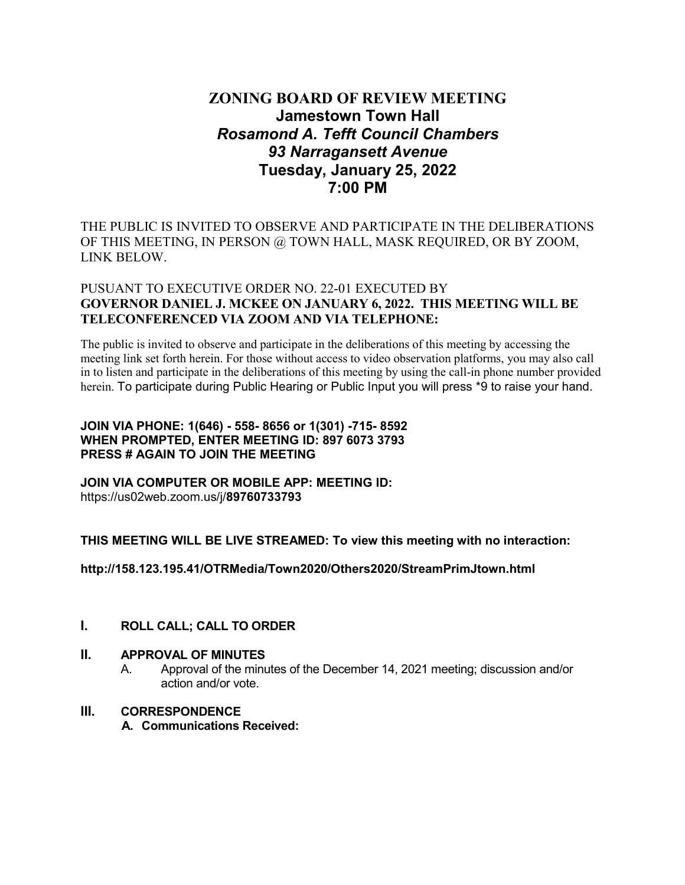# ZONING BOARD OF REVIEW MEETING

## Jamestown Town Hall

### *Rosamond A. Tefft Council Chambers*

### *93 Narragansett Avenue*

### Tuesday, January 25, 2022

### 7:00 PM

THE PUBLIC IS INVITED TO OBSERVE AND PARTICIPATE IN THE DELIBERATIONS OF THIS MEETING, IN PERSON @ TOWN HALL, MASK REQUIRED, OR BY ZOOM, LINK BELOW.

PUSUANT TO EXECUTIVE ORDER NO. 22-01 EXECUTED BY **GOVERNOR DANIEL J. MCKEE ON JANUARY 6, 2022. THIS MEETING WILL BE TELECONFERENCED VIA ZOOM AND VIA TELEPHONE:**

The public is invited to observe and participate in the deliberations of this meeting by accessing the meeting link set forth herein. For those without access to video observation platforms, you may also call in to listen and participate in the deliberations of this meeting by using the call-in phone number provided herein. To participate during Public Hearing or Public Input you will press *9 to raise your hand.

**JOIN VIA PHONE: 1(646) - 558- 8656 or 1(301) -715- 8592**
**WHEN PROMPTED, ENTER MEETING ID: 897 6073 3793**
**PRESS # AGAIN TO JOIN THE MEETING**

**JOIN VIA COMPUTER OR MOBILE APP: MEETING ID:**
https://us02web.zoom.us/j/**89760733793**

**THIS MEETING WILL BE LIVE STREAMED: To view this meeting with no interaction:**

**http://158.123.195.41/OTRMedia/Town2020/Others2020/StreamPrimJtown.html**

## I. ROLL CALL; CALL TO ORDER

## II. APPROVAL OF MINUTES

A. Approval of the minutes of the December 14, 2021 meeting; discussion and/or action and/or vote.

## III. CORRESPONDENCE

**A. Communications Received:**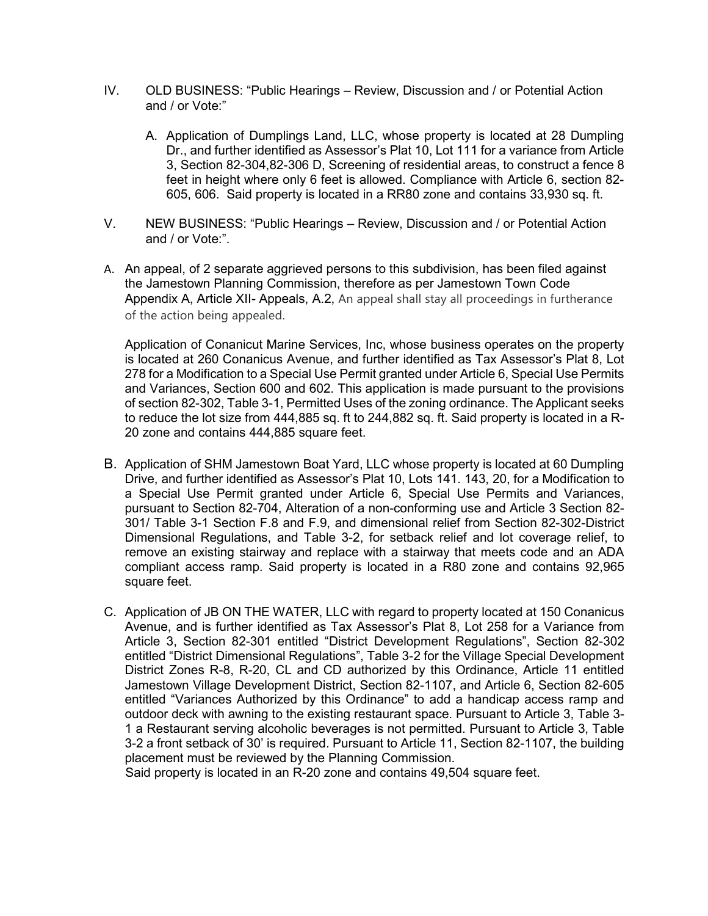IV. OLD BUSINESS: "Public Hearings – Review, Discussion and / or Potential Action and / or Vote:"

A. Application of Dumplings Land, LLC, whose property is located at 28 Dumpling Dr., and further identified as Assessor's Plat 10, Lot 111 for a variance from Article 3, Section 82-304,82-306 D, Screening of residential areas, to construct a fence 8 feet in height where only 6 feet is allowed. Compliance with Article 6, section 82-605, 606. Said property is located in a RR80 zone and contains 33,930 sq. ft.

V. NEW BUSINESS: "Public Hearings – Review, Discussion and / or Potential Action and / or Vote:".

A. An appeal, of 2 separate aggrieved persons to this subdivision, has been filed against the Jamestown Planning Commission, therefore as per Jamestown Town Code Appendix A, Article XII- Appeals, A.2, An appeal shall stay all proceedings in furtherance of the action being appealed.

Application of Conanicut Marine Services, Inc, whose business operates on the property is located at 260 Conanicus Avenue, and further identified as Tax Assessor's Plat 8, Lot 278 for a Modification to a Special Use Permit granted under Article 6, Special Use Permits and Variances, Section 600 and 602. This application is made pursuant to the provisions of section 82-302, Table 3-1, Permitted Uses of the zoning ordinance. The Applicant seeks to reduce the lot size from 444,885 sq. ft to 244,882 sq. ft. Said property is located in a R-20 zone and contains 444,885 square feet.

B. Application of SHM Jamestown Boat Yard, LLC whose property is located at 60 Dumpling Drive, and further identified as Assessor's Plat 10, Lots 141. 143, 20, for a Modification to a Special Use Permit granted under Article 6, Special Use Permits and Variances, pursuant to Section 82-704, Alteration of a non-conforming use and Article 3 Section 82-301/ Table 3-1 Section F.8 and F.9, and dimensional relief from Section 82-302-District Dimensional Regulations, and Table 3-2, for setback relief and lot coverage relief, to remove an existing stairway and replace with a stairway that meets code and an ADA compliant access ramp. Said property is located in a R80 zone and contains 92,965 square feet.

C. Application of JB ON THE WATER, LLC with regard to property located at 150 Conanicus Avenue, and is further identified as Tax Assessor's Plat 8, Lot 258 for a Variance from Article 3, Section 82-301 entitled "District Development Regulations", Section 82-302 entitled "District Dimensional Regulations", Table 3-2 for the Village Special Development District Zones R-8, R-20, CL and CD authorized by this Ordinance, Article 11 entitled Jamestown Village Development District, Section 82-1107, and Article 6, Section 82-605 entitled "Variances Authorized by this Ordinance" to add a handicap access ramp and outdoor deck with awning to the existing restaurant space. Pursuant to Article 3, Table 3-1 a Restaurant serving alcoholic beverages is not permitted. Pursuant to Article 3, Table 3-2 a front setback of 30' is required. Pursuant to Article 11, Section 82-1107, the building placement must be reviewed by the Planning Commission.
Said property is located in an R-20 zone and contains 49,504 square feet.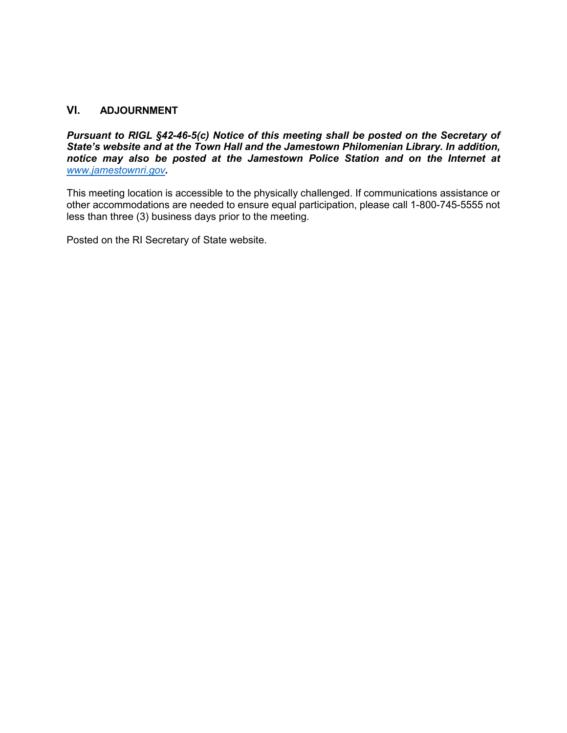## VI. ADJOURNMENT

***Pursuant to RIGL §42-46-5(c) Notice of this meeting shall be posted on the Secretary of State's website and at the Town Hall and the Jamestown Philomenian Library. In addition, notice may also be posted at the Jamestown Police Station and on the Internet at [www.jamestownri.gov](http://www.jamestownri.gov).***

This meeting location is accessible to the physically challenged. If communications assistance or other accommodations are needed to ensure equal participation, please call 1-800-745-5555 not less than three (3) business days prior to the meeting.

Posted on the RI Secretary of State website.